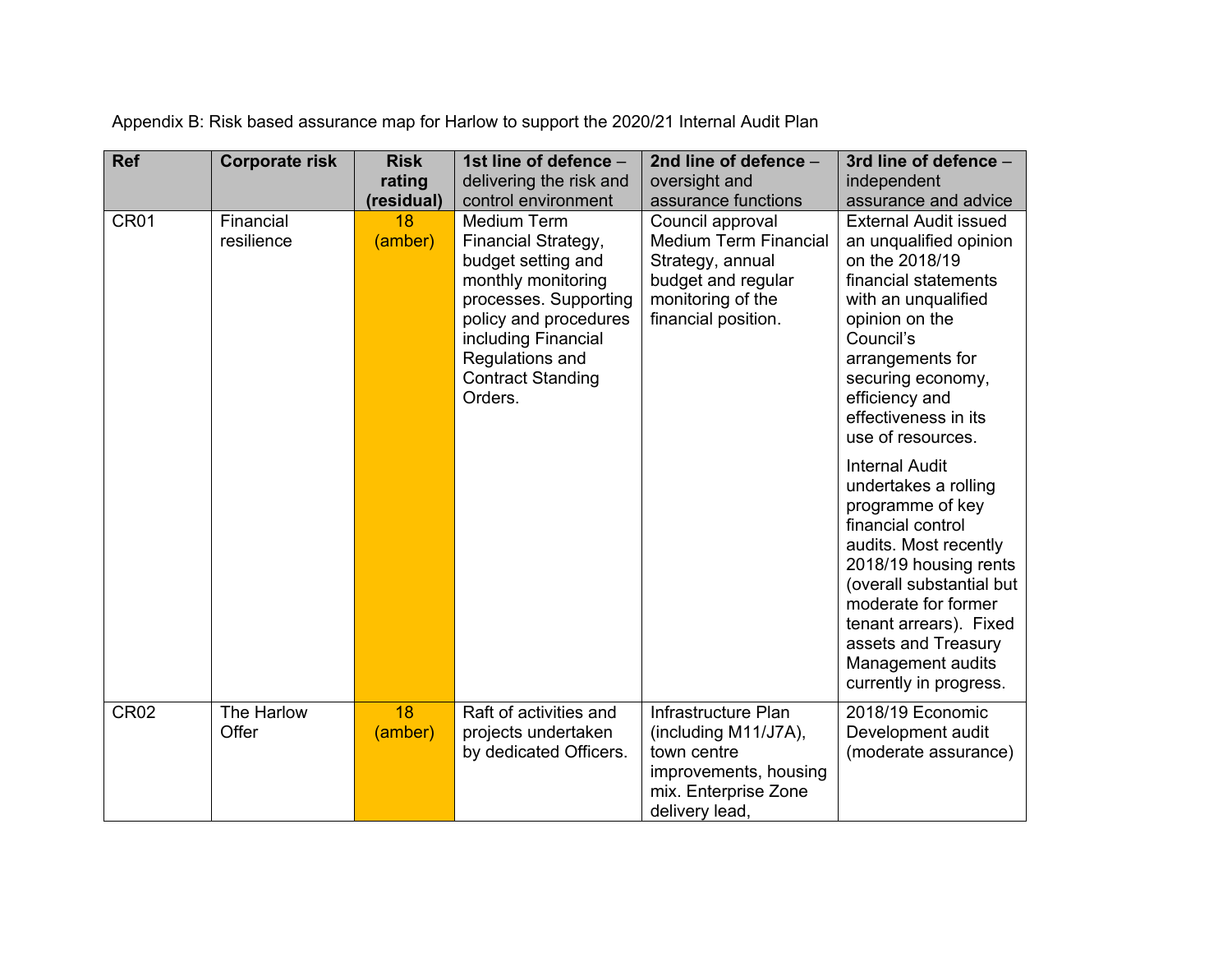Appendix B: Risk based assurance map for Harlow to support the 2020/21 Internal Audit Plan

| Ref | Corporate risk | Risk rating (residual) | 1st line of defence – delivering the risk and control environment | 2nd line of defence – oversight and assurance functions | 3rd line of defence – independent assurance and advice |
|---|---|---|---|---|---|
| CR01 | Financial resilience | 18 (amber) | Medium Term Financial Strategy, budget setting and monthly monitoring processes. Supporting policy and procedures including Financial Regulations and Contract Standing Orders. | Council approval Medium Term Financial Strategy, annual budget and regular monitoring of the financial position. | External Audit issued an unqualified opinion on the 2018/19 financial statements with an unqualified opinion on the Council's arrangements for securing economy, efficiency and effectiveness in its use of resources.<br><br>Internal Audit undertakes a rolling programme of key financial control audits. Most recently 2018/19 housing rents (overall substantial but moderate for former tenant arrears). Fixed assets and Treasury Management audits currently in progress. |
| CR02 | The Harlow Offer | 18 (amber) | Raft of activities and projects undertaken by dedicated Officers. | Infrastructure Plan (including M11/J7A), town centre improvements, housing mix. Enterprise Zone delivery lead, | 2018/19 Economic Development audit (moderate assurance) |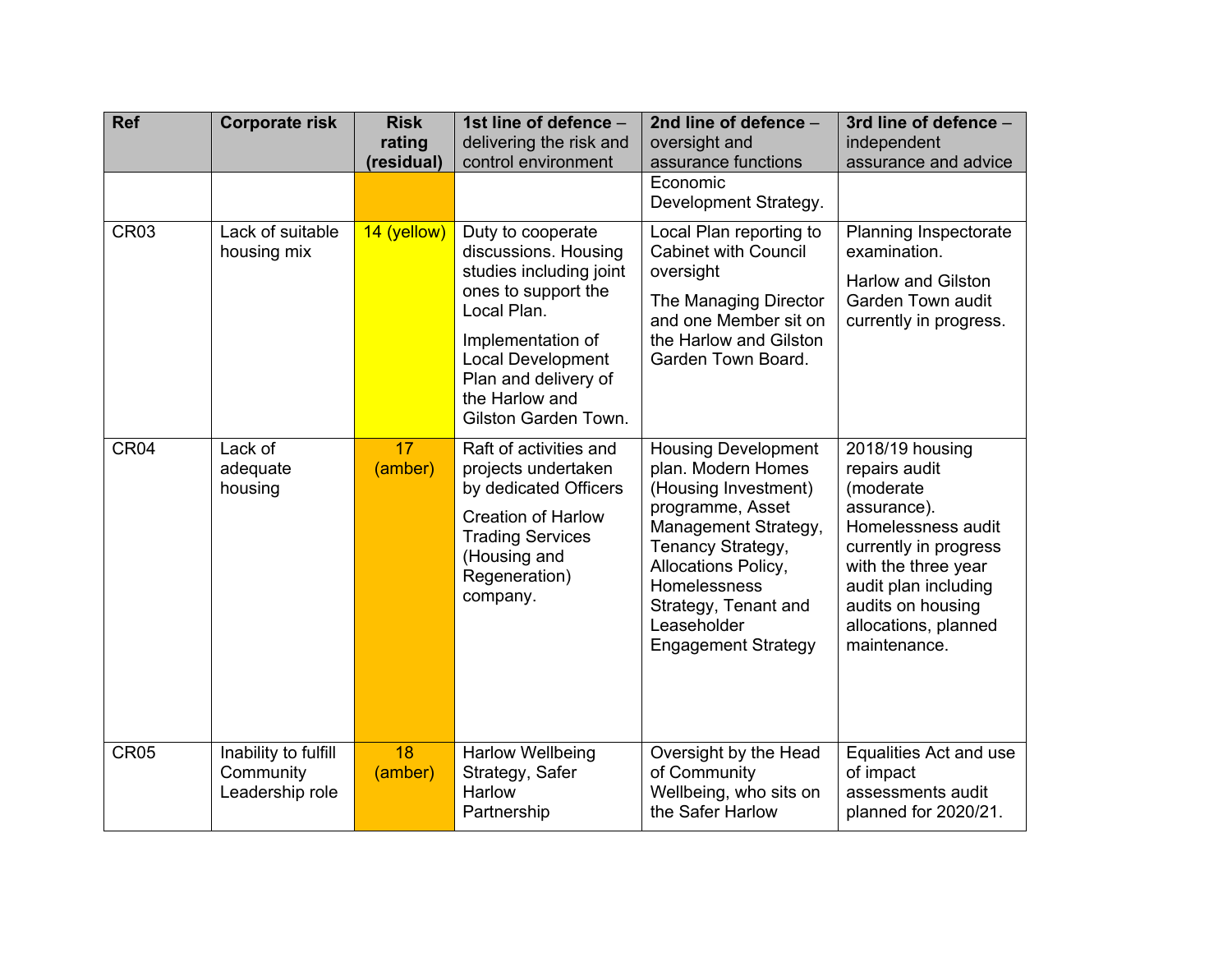| Ref | Corporate risk | Risk rating (residual) | **1st line of defence** – delivering the risk and control environment | **2nd line of defence** – oversight and assurance functions | **3rd line of defence** – independent assurance and advice |
|---|---|---|---|---|---|
| | | | | Economic Development Strategy. | |
| CR03 | Lack of suitable housing mix | 14 (yellow) | Duty to cooperate discussions. Housing studies including joint ones to support the Local Plan.<br><br>Implementation of Local Development Plan and delivery of the Harlow and Gilston Garden Town. | Local Plan reporting to Cabinet with Council oversight<br><br>The Managing Director and one Member sit on the Harlow and Gilston Garden Town Board. | Planning Inspectorate examination.<br><br>Harlow and Gilston Garden Town audit currently in progress. |
| CR04 | Lack of adequate housing | 17 (amber) | Raft of activities and projects undertaken by dedicated Officers<br><br>Creation of Harlow Trading Services (Housing and Regeneration) company. | Housing Development plan. Modern Homes (Housing Investment) programme, Asset Management Strategy, Tenancy Strategy, Allocations Policy, Homelessness Strategy, Tenant and Leaseholder Engagement Strategy | 2018/19 housing repairs audit (moderate assurance). Homelessness audit currently in progress with the three year audit plan including audits on housing allocations, planned maintenance. |
| CR05 | Inability to fulfill Community Leadership role | 18 (amber) | Harlow Wellbeing Strategy, Safer Harlow Partnership | Oversight by the Head of Community Wellbeing, who sits on the Safer Harlow | Equalities Act and use of impact assessments audit planned for 2020/21. |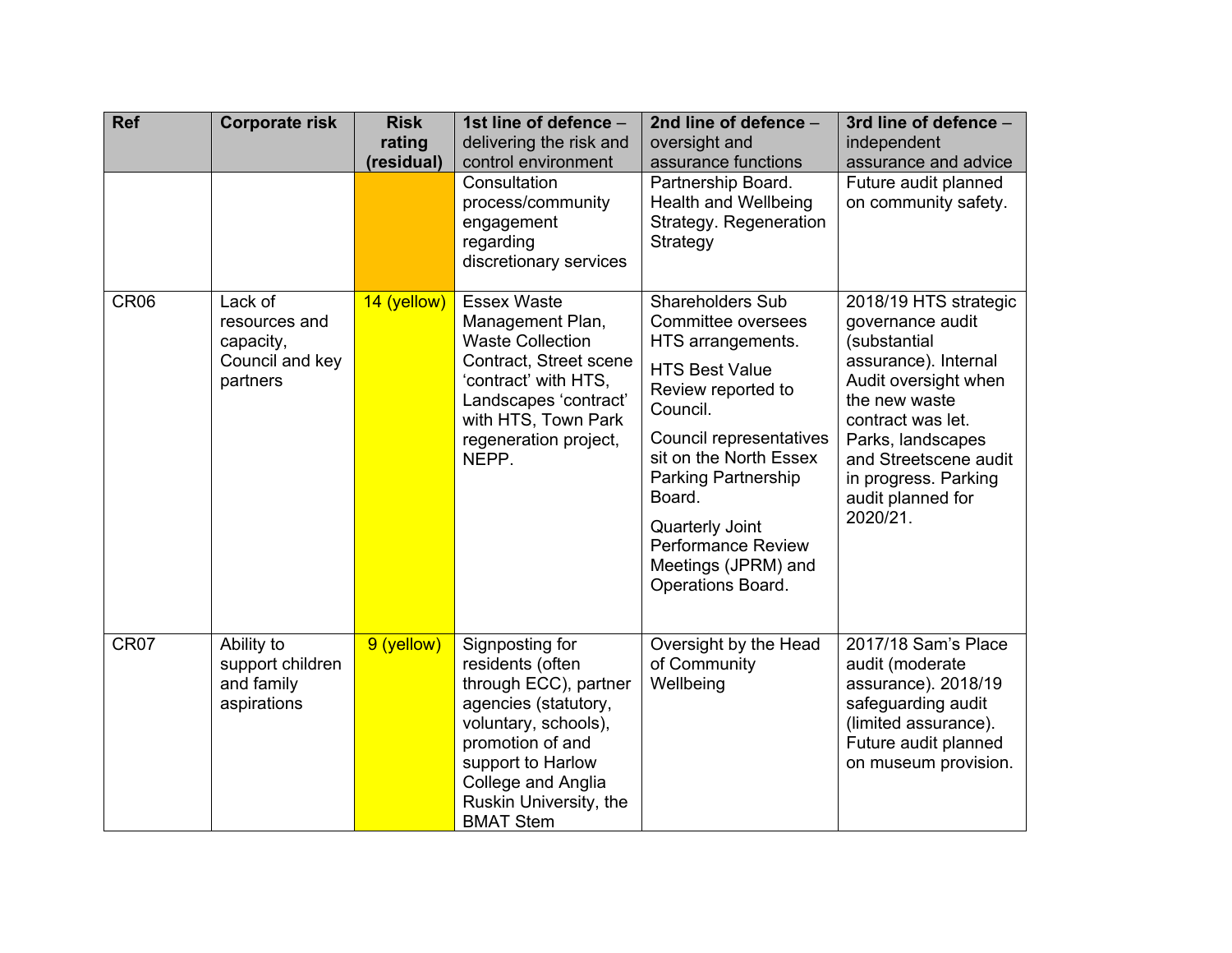| Ref | Corporate risk | Risk rating (residual) | 1st line of defence – delivering the risk and control environment | 2nd line of defence – oversight and assurance functions | 3rd line of defence – independent assurance and advice |
|---|---|---|---|---|---|
| | | | Consultation process/community engagement regarding discretionary services | Partnership Board. Health and Wellbeing Strategy. Regeneration Strategy | Future audit planned on community safety. |
| CR06 | Lack of resources and capacity, Council and key partners | 14 (yellow) | Essex Waste Management Plan, Waste Collection Contract, Street scene 'contract' with HTS, Landscapes 'contract' with HTS, Town Park regeneration project, NEPP. | Shareholders Sub Committee oversees HTS arrangements.<br><br>HTS Best Value Review reported to Council.<br><br>Council representatives sit on the North Essex Parking Partnership Board.<br><br>Quarterly Joint Performance Review Meetings (JPRM) and Operations Board. | 2018/19 HTS strategic governance audit (substantial assurance). Internal Audit oversight when the new waste contract was let. Parks, landscapes and Streetscene audit in progress. Parking audit planned for 2020/21. |
| CR07 | Ability to support children and family aspirations | 9 (yellow) | Signposting for residents (often through ECC), partner agencies (statutory, voluntary, schools), promotion of and support to Harlow College and Anglia Ruskin University, the BMAT Stem | Oversight by the Head of Community Wellbeing | 2017/18 Sam's Place audit (moderate assurance). 2018/19 safeguarding audit (limited assurance). Future audit planned on museum provision. |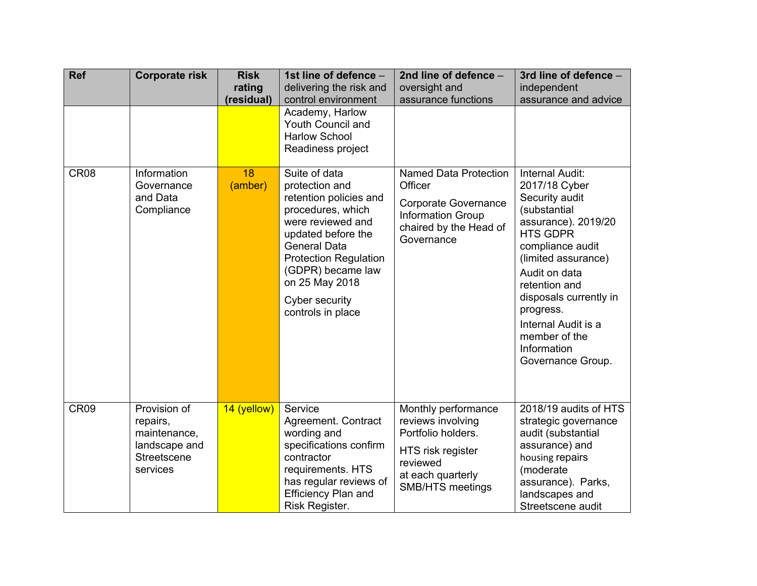| Ref | Corporate risk | Risk rating (residual) | 1st line of defence – delivering the risk and control environment | 2nd line of defence – oversight and assurance functions | 3rd line of defence – independent assurance and advice |
|---|---|---|---|---|---|
| | | | Academy, Harlow Youth Council and Harlow School Readiness project | | |
| CR08 | Information Governance and Data Compliance | 18 (amber) | Suite of data protection and retention policies and procedures, which were reviewed and updated before the General Data Protection Regulation (GDPR) became law on 25 May 2018<br><br>Cyber security controls in place | Named Data Protection Officer<br><br>Corporate Governance Information Group chaired by the Head of Governance | Internal Audit: 2017/18 Cyber Security audit (substantial assurance). 2019/20 HTS GDPR compliance audit (limited assurance)<br><br>Audit on data retention and disposals currently in progress.<br><br>Internal Audit is a member of the Information Governance Group. |
| CR09 | Provision of repairs, maintenance, landscape and Streetscene services | 14 (yellow) | Service Agreement. Contract wording and specifications confirm contractor requirements. HTS has regular reviews of Efficiency Plan and Risk Register. | Monthly performance reviews involving Portfolio holders.<br><br>HTS risk register reviewed at each quarterly SMB/HTS meetings | 2018/19 audits of HTS strategic governance audit (substantial assurance) and housing repairs (moderate assurance). Parks, landscapes and Streetscene audit |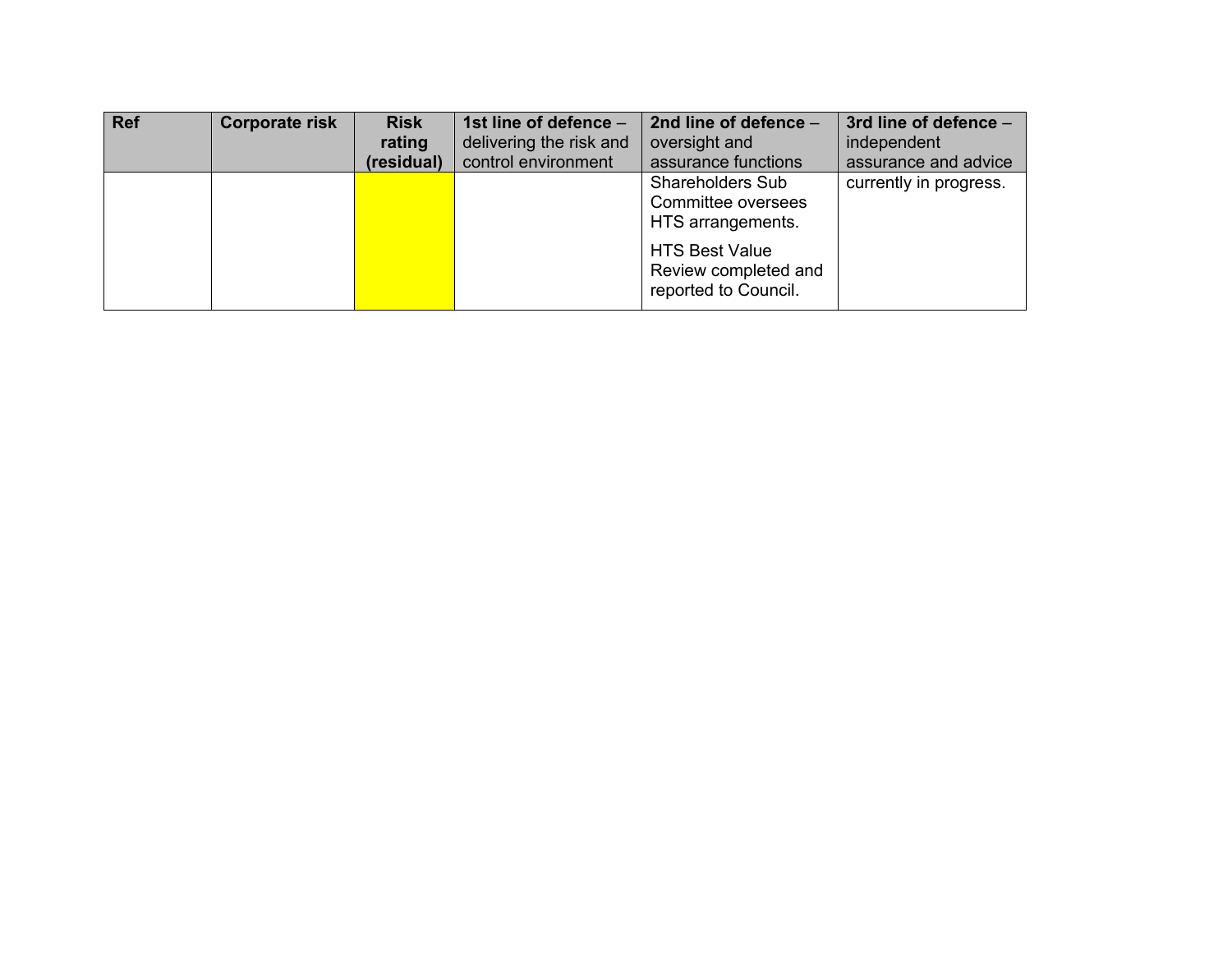| Ref | Corporate risk | Risk rating (residual) | 1st line of defence – delivering the risk and control environment | 2nd line of defence – oversight and assurance functions | 3rd line of defence – independent assurance and advice |
|---|---|---|---|---|---|
| | | | | Shareholders Sub Committee oversees HTS arrangements.<br><br>HTS Best Value Review completed and reported to Council. | currently in progress. |